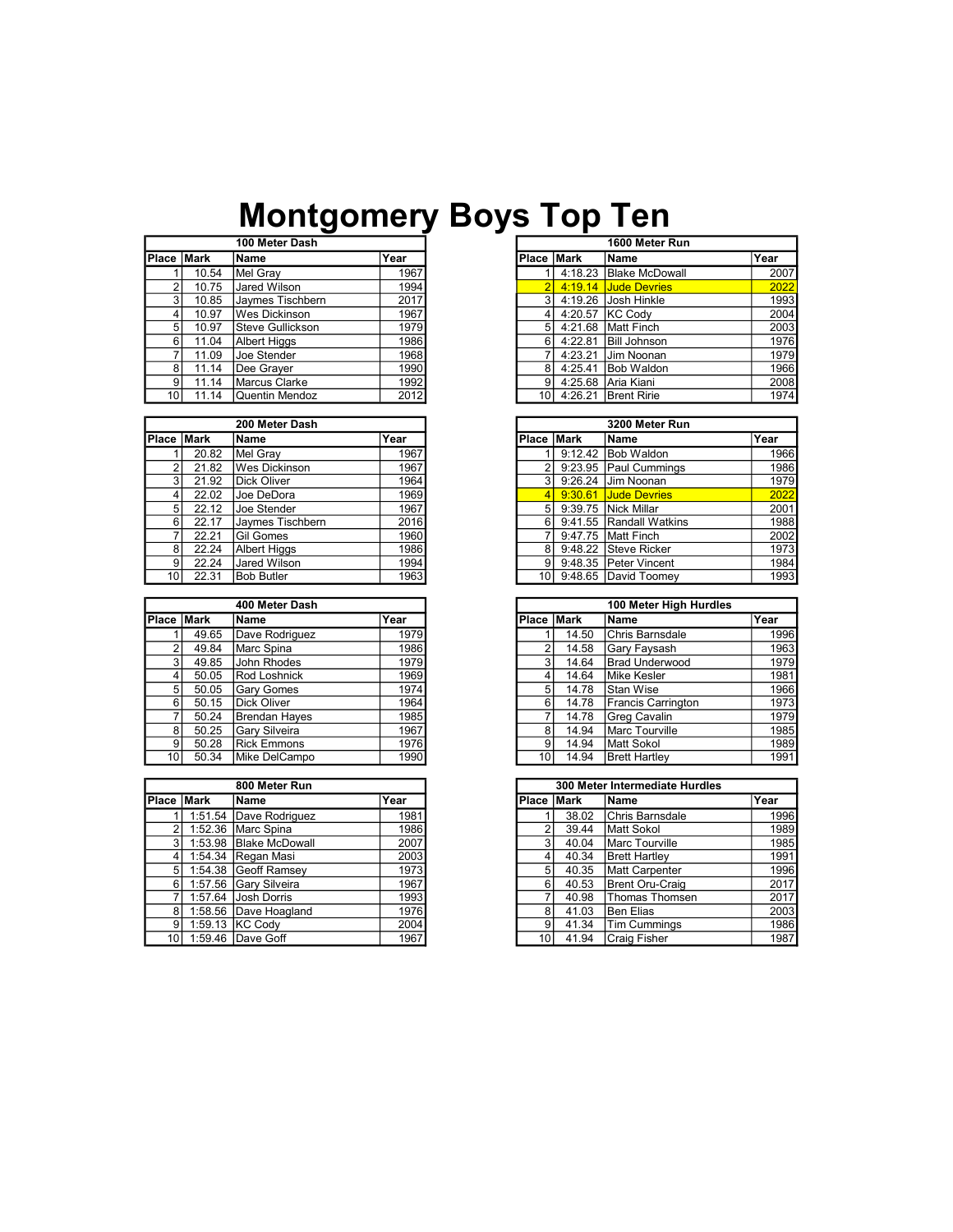# Montgomery Boys Top Ten

### 100 Meter Dash

| Place | Mark | Name | Year |
|---|---|---|---|
| 1 | 10.54 | Mel Gray | 1967 |
| 2 | 10.75 | Jared Wilson | 1994 |
| 3 | 10.85 | Jaymes Tischbern | 2017 |
| 4 | 10.97 | Wes Dickinson | 1967 |
| 5 | 10.97 | Steve Gullickson | 1979 |
| 6 | 11.04 | Albert Higgs | 1986 |
| 7 | 11.09 | Joe Stender | 1968 |
| 8 | 11.14 | Dee Grayer | 1990 |
| 9 | 11.14 | Marcus Clarke | 1992 |
| 10 | 11.14 | Quentin Mendoz | 2012 |

### 200 Meter Dash

| Place | Mark | Name | Year |
|---|---|---|---|
| 1 | 20.82 | Mel Gray | 1967 |
| 2 | 21.82 | Wes Dickinson | 1967 |
| 3 | 21.92 | Dick Oliver | 1964 |
| 4 | 22.02 | Joe DeDora | 1969 |
| 5 | 22.12 | Joe Stender | 1967 |
| 6 | 22.17 | Jaymes Tischbern | 2016 |
| 7 | 22.21 | Gil Gomes | 1960 |
| 8 | 22.24 | Albert Higgs | 1986 |
| 9 | 22.24 | Jared Wilson | 1994 |
| 10 | 22.31 | Bob Butler | 1963 |

### 400 Meter Dash

| Place | Mark | Name | Year |
|---|---|---|---|
| 1 | 49.65 | Dave Rodriguez | 1979 |
| 2 | 49.84 | Marc Spina | 1986 |
| 3 | 49.85 | John Rhodes | 1979 |
| 4 | 50.05 | Rod Loshnick | 1969 |
| 5 | 50.05 | Gary Gomes | 1974 |
| 6 | 50.15 | Dick Oliver | 1964 |
| 7 | 50.24 | Brendan Hayes | 1985 |
| 8 | 50.25 | Gary Silveira | 1967 |
| 9 | 50.28 | Rick Emmons | 1976 |
| 10 | 50.34 | Mike DelCampo | 1990 |

### 800 Meter Run

| Place | Mark | Name | Year |
|---|---|---|---|
| 1 | 1:51.54 | Dave Rodriguez | 1981 |
| 2 | 1:52.36 | Marc Spina | 1986 |
| 3 | 1:53.98 | Blake McDowall | 2007 |
| 4 | 1:54.34 | Regan Masi | 2003 |
| 5 | 1:54.38 | Geoff Ramsey | 1973 |
| 6 | 1:57.56 | Gary Silveira | 1967 |
| 7 | 1:57.64 | Josh Dorris | 1993 |
| 8 | 1:58.56 | Dave Hoagland | 1976 |
| 9 | 1:59.13 | KC Cody | 2004 |
| 10 | 1:59.46 | Dave Goff | 1967 |

### 1600 Meter Run

| Place | Mark | Name | Year |
|---|---|---|---|
| 1 | 4:18.23 | Blake McDowall | 2007 |
| 2 | 4:19.14 | Jude Devries | 2022 |
| 3 | 4:19.26 | Josh Hinkle | 1993 |
| 4 | 4:20.57 | KC Cody | 2004 |
| 5 | 4:21.68 | Matt Finch | 2003 |
| 6 | 4:22.81 | Bill Johnson | 1976 |
| 7 | 4:23.21 | Jim Noonan | 1979 |
| 8 | 4:25.41 | Bob Waldon | 1966 |
| 9 | 4:25.68 | Aria Kiani | 2008 |
| 10 | 4:26.21 | Brent Ririe | 1974 |

### 3200 Meter Run

| Place | Mark | Name | Year |
|---|---|---|---|
| 1 | 9:12.42 | Bob Waldon | 1966 |
| 2 | 9:23.95 | Paul Cummings | 1986 |
| 3 | 9:26.24 | Jim Noonan | 1979 |
| 4 | 9:30.61 | Jude Devries | 2022 |
| 5 | 9:39.75 | Nick Millar | 2001 |
| 6 | 9:41.55 | Randall Watkins | 1988 |
| 7 | 9:47.75 | Matt Finch | 2002 |
| 8 | 9:48.22 | Steve Ricker | 1973 |
| 9 | 9:48.35 | Peter Vincent | 1984 |
| 10 | 9:48.65 | David Toomey | 1993 |

### 100 Meter High Hurdles

| Place | Mark | Name | Year |
|---|---|---|---|
| 1 | 14.50 | Chris Barnsdale | 1996 |
| 2 | 14.58 | Gary Faysash | 1963 |
| 3 | 14.64 | Brad Underwood | 1979 |
| 4 | 14.64 | Mike Kesler | 1981 |
| 5 | 14.78 | Stan Wise | 1966 |
| 6 | 14.78 | Francis Carrington | 1973 |
| 7 | 14.78 | Greg Cavalin | 1979 |
| 8 | 14.94 | Marc Tourville | 1985 |
| 9 | 14.94 | Matt Sokol | 1989 |
| 10 | 14.94 | Brett Hartley | 1991 |

### 300 Meter Intermediate Hurdles

| Place | Mark | Name | Year |
|---|---|---|---|
| 1 | 38.02 | Chris Barnsdale | 1996 |
| 2 | 39.44 | Matt Sokol | 1989 |
| 3 | 40.04 | Marc Tourville | 1985 |
| 4 | 40.34 | Brett Hartley | 1991 |
| 5 | 40.35 | Matt Carpenter | 1996 |
| 6 | 40.53 | Brent Oru-Craig | 2017 |
| 7 | 40.98 | Thomas Thomsen | 2017 |
| 8 | 41.03 | Ben Elias | 2003 |
| 9 | 41.34 | Tim Cummings | 1986 |
| 10 | 41.94 | Craig Fisher | 1987 |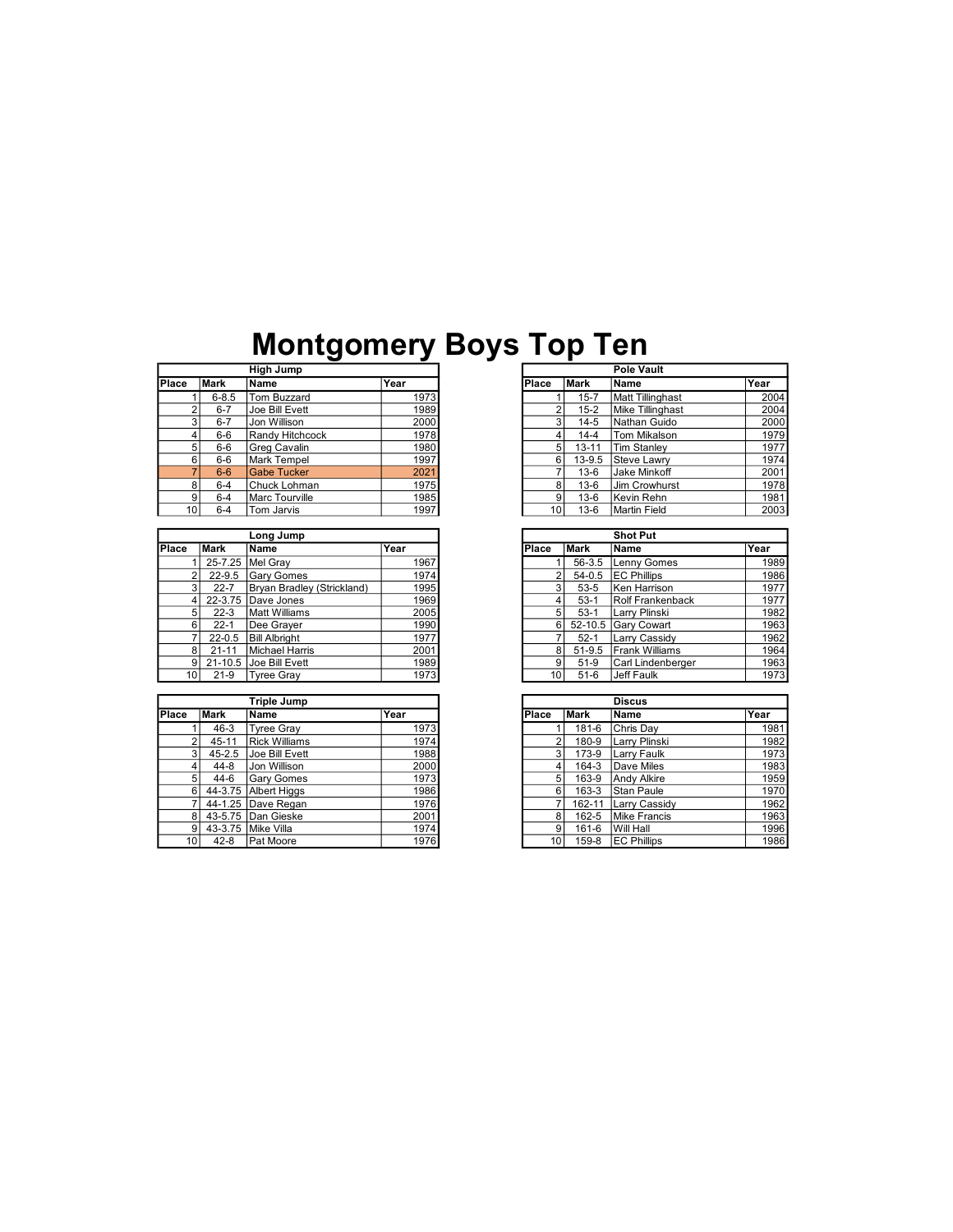# Montgomery Boys Top Ten

### High Jump

| Place | Mark | Name | Year |
|---|---|---|---|
| 1 | 6-8.5 | Tom Buzzard | 1973 |
| 2 | 6-7 | Joe Bill Evett | 1989 |
| 3 | 6-7 | Jon Willison | 2000 |
| 4 | 6-6 | Randy Hitchcock | 1978 |
| 5 | 6-6 | Greg Cavalin | 1980 |
| 6 | 6-6 | Mark Tempel | 1997 |
| 7 | 6-6 | Gabe Tucker | 2021 |
| 8 | 6-4 | Chuck Lohman | 1975 |
| 9 | 6-4 | Marc Tourville | 1985 |
| 10 | 6-4 | Tom Jarvis | 1997 |

### Pole Vault

| Place | Mark | Name | Year |
|---|---|---|---|
| 1 | 15-7 | Matt Tillinghast | 2004 |
| 2 | 15-2 | Mike Tillinghast | 2004 |
| 3 | 14-5 | Nathan Guido | 2000 |
| 4 | 14-4 | Tom Mikalson | 1979 |
| 5 | 13-11 | Tim Stanley | 1977 |
| 6 | 13-9.5 | Steve Lawry | 1974 |
| 7 | 13-6 | Jake Minkoff | 2001 |
| 8 | 13-6 | Jim Crowhurst | 1978 |
| 9 | 13-6 | Kevin Rehn | 1981 |
| 10 | 13-6 | Martin Field | 2003 |

### Long Jump

| Place | Mark | Name | Year |
|---|---|---|---|
| 1 | 25-7.25 | Mel Gray | 1967 |
| 2 | 22-9.5 | Gary Gomes | 1974 |
| 3 | 22-7 | Bryan Bradley (Strickland) | 1995 |
| 4 | 22-3.75 | Dave Jones | 1969 |
| 5 | 22-3 | Matt Williams | 2005 |
| 6 | 22-1 | Dee Grayer | 1990 |
| 7 | 22-0.5 | Bill Albright | 1977 |
| 8 | 21-11 | Michael Harris | 2001 |
| 9 | 21-10.5 | Joe Bill Evett | 1989 |
| 10 | 21-9 | Tyree Gray | 1973 |

### Shot Put

| Place | Mark | Name | Year |
|---|---|---|---|
| 1 | 56-3.5 | Lenny Gomes | 1989 |
| 2 | 54-0.5 | EC Phillips | 1986 |
| 3 | 53-5 | Ken Harrison | 1977 |
| 4 | 53-1 | Rolf Frankenback | 1977 |
| 5 | 53-1 | Larry Plinski | 1982 |
| 6 | 52-10.5 | Gary Cowart | 1963 |
| 7 | 52-1 | Larry Cassidy | 1962 |
| 8 | 51-9.5 | Frank Williams | 1964 |
| 9 | 51-9 | Carl Lindenberger | 1963 |
| 10 | 51-6 | Jeff Faulk | 1973 |

### Triple Jump

| Place | Mark | Name | Year |
|---|---|---|---|
| 1 | 46-3 | Tyree Gray | 1973 |
| 2 | 45-11 | Rick Williams | 1974 |
| 3 | 45-2.5 | Joe Bill Evett | 1988 |
| 4 | 44-8 | Jon Willison | 2000 |
| 5 | 44-6 | Gary Gomes | 1973 |
| 6 | 44-3.75 | Albert Higgs | 1986 |
| 7 | 44-1.25 | Dave Regan | 1976 |
| 8 | 43-5.75 | Dan Gieske | 2001 |
| 9 | 43-3.75 | Mike Villa | 1974 |
| 10 | 42-8 | Pat Moore | 1976 |

### Discus

| Place | Mark | Name | Year |
|---|---|---|---|
| 1 | 181-6 | Chris Day | 1981 |
| 2 | 180-9 | Larry Plinski | 1982 |
| 3 | 173-9 | Larry Faulk | 1973 |
| 4 | 164-3 | Dave Miles | 1983 |
| 5 | 163-9 | Andy Alkire | 1959 |
| 6 | 163-3 | Stan Paule | 1970 |
| 7 | 162-11 | Larry Cassidy | 1962 |
| 8 | 162-5 | Mike Francis | 1963 |
| 9 | 161-6 | Will Hall | 1996 |
| 10 | 159-8 | EC Phillips | 1986 |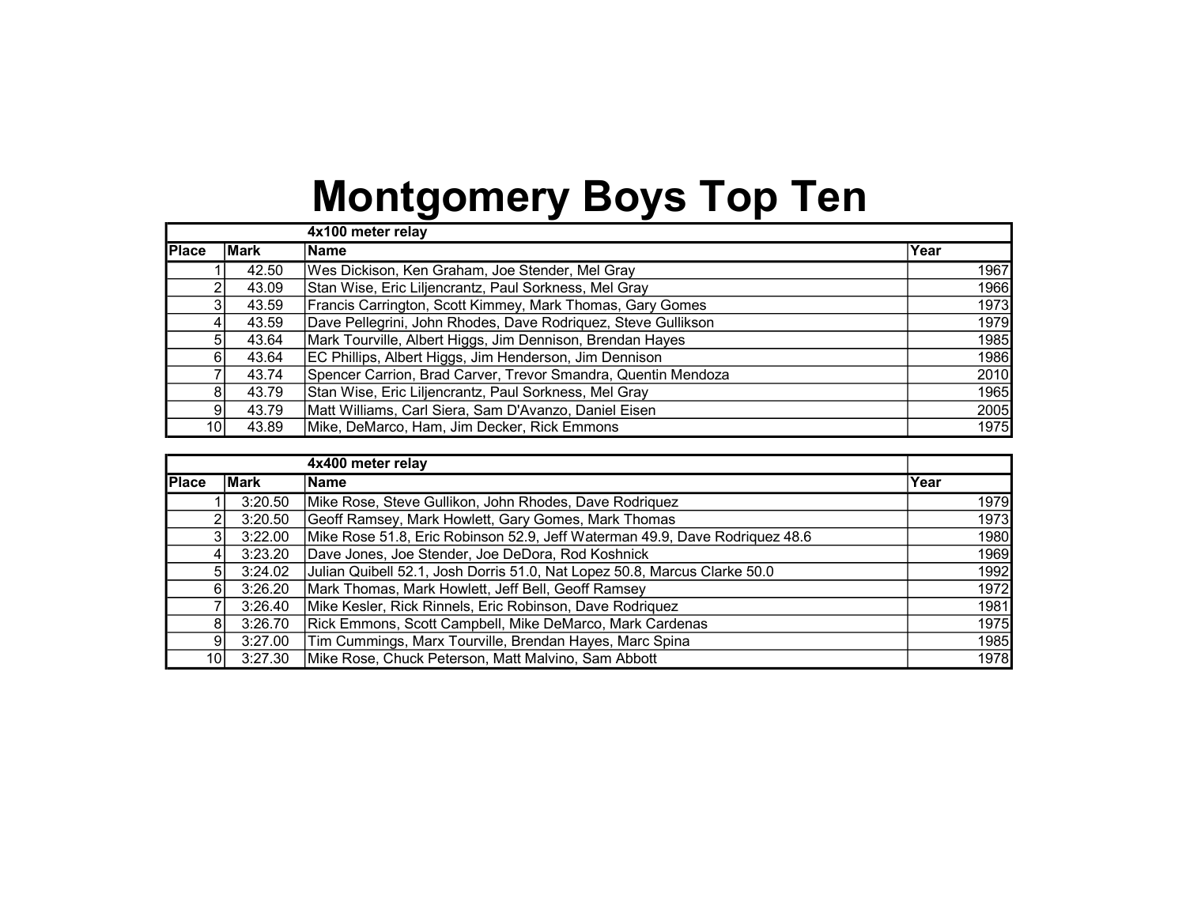# Montgomery Boys Top Ten

| | | 4x100 meter relay | |
|---|---|---|---|
| Place | Mark | Name | Year |
| 1 | 42.50 | Wes Dickison, Ken Graham, Joe Stender, Mel Gray | 1967 |
| 2 | 43.09 | Stan Wise, Eric Liljencrantz, Paul Sorkness, Mel Gray | 1966 |
| 3 | 43.59 | Francis Carrington, Scott Kimmey, Mark Thomas, Gary Gomes | 1973 |
| 4 | 43.59 | Dave Pellegrini, John Rhodes, Dave Rodriquez, Steve Gullikson | 1979 |
| 5 | 43.64 | Mark Tourville, Albert Higgs, Jim Dennison, Brendan Hayes | 1985 |
| 6 | 43.64 | EC Phillips, Albert Higgs, Jim Henderson, Jim Dennison | 1986 |
| 7 | 43.74 | Spencer Carrion, Brad Carver, Trevor Smandra, Quentin Mendoza | 2010 |
| 8 | 43.79 | Stan Wise, Eric Liljencrantz, Paul Sorkness, Mel Gray | 1965 |
| 9 | 43.79 | Matt Williams, Carl Siera, Sam D'Avanzo, Daniel Eisen | 2005 |
| 10 | 43.89 | Mike, DeMarco, Ham, Jim Decker, Rick Emmons | 1975 |

| | | 4x400 meter relay | |
|---|---|---|---|
| Place | Mark | Name | Year |
| 1 | 3:20.50 | Mike Rose, Steve Gullikon, John Rhodes, Dave Rodriquez | 1979 |
| 2 | 3:20.50 | Geoff Ramsey, Mark Howlett, Gary Gomes, Mark Thomas | 1973 |
| 3 | 3:22.00 | Mike Rose 51.8, Eric Robinson 52.9, Jeff Waterman 49.9, Dave Rodriquez 48.6 | 1980 |
| 4 | 3:23.20 | Dave Jones, Joe Stender, Joe DeDora, Rod Koshnick | 1969 |
| 5 | 3:24.02 | Julian Quibell 52.1, Josh Dorris 51.0, Nat Lopez 50.8, Marcus Clarke 50.0 | 1992 |
| 6 | 3:26.20 | Mark Thomas, Mark Howlett, Jeff Bell, Geoff Ramsey | 1972 |
| 7 | 3:26.40 | Mike Kesler, Rick Rinnels, Eric Robinson, Dave Rodriquez | 1981 |
| 8 | 3:26.70 | Rick Emmons, Scott Campbell, Mike DeMarco, Mark Cardenas | 1975 |
| 9 | 3:27.00 | Tim Cummings, Marx Tourville, Brendan Hayes, Marc Spina | 1985 |
| 10 | 3:27.30 | Mike Rose, Chuck Peterson, Matt Malvino, Sam Abbott | 1978 |